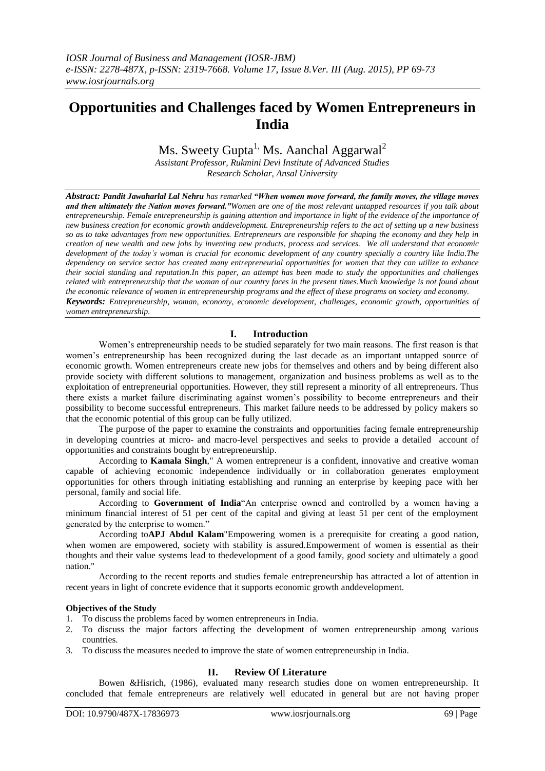# Opportunities and Challenges faced by Women Entrepreneurs in India

Ms. Sweety Gupta[1,] Ms. Aanchal Aggarwal[2]

*Assistant Professor, Rukmini Devi Institute of Advanced Studies*
*Research Scholar, Ansal University*

***Abstract:*** ***Pandit Jawaharlal Lal Nehru** has remarked **"When women move forward, the family moves, the village moves and then ultimately the Nation moves forward."**Women are one of the most relevant untapped resources if you talk about entrepreneurship. Female entrepreneurship is gaining attention and importance in light of the evidence of the importance of new business creation for economic growth anddevelopment. Entrepreneurship refers to the act of setting up a new business so as to take advantages from new opportunities. Entrepreneurs are responsible for shaping the economy and they help in creation of new wealth and new jobs by inventing new products, process and services. We all understand that economic development of the today's woman is crucial for economic development of any country specially a country like India.The dependency on service sector has created many entrepreneurial opportunities for women that they can utilize to enhance their social standing and reputation.In this paper, an attempt has been made to study the opportunities and challenges related with entrepreneurship that the woman of our country faces in the present times.Much knowledge is not found about the economic relevance of women in entrepreneurship programs and the effect of these programs on society and economy.*

***Keywords:*** *Entrepreneurship, woman, economy, economic development, challenges, economic growth, opportunities of women entrepreneurship.*

## I. Introduction

Women's entrepreneurship needs to be studied separately for two main reasons. The first reason is that women's entrepreneurship has been recognized during the last decade as an important untapped source of economic growth. Women entrepreneurs create new jobs for themselves and others and by being different also provide society with different solutions to management, organization and business problems as well as to the exploitation of entrepreneurial opportunities. However, they still represent a minority of all entrepreneurs. Thus there exists a market failure discriminating against women's possibility to become entrepreneurs and their possibility to become successful entrepreneurs. This market failure needs to be addressed by policy makers so that the economic potential of this group can be fully utilized.

The purpose of the paper to examine the constraints and opportunities facing female entrepreneurship in developing countries at micro- and macro-level perspectives and seeks to provide a detailed account of opportunities and constraints bought by entrepreneurship.

According to **Kamala Singh**," A women entrepreneur is a confident, innovative and creative woman capable of achieving economic independence individually or in collaboration generates employment opportunities for others through initiating establishing and running an enterprise by keeping pace with her personal, family and social life.

According to **Government of India**"An enterprise owned and controlled by a women having a minimum financial interest of 51 per cent of the capital and giving at least 51 per cent of the employment generated by the enterprise to women."

According to**APJ Abdul Kalam**"Empowering women is a prerequisite for creating a good nation, when women are empowered, society with stability is assured.Empowerment of women is essential as their thoughts and their value systems lead to thedevelopment of a good family, good society and ultimately a good nation."

According to the recent reports and studies female entrepreneurship has attracted a lot of attention in recent years in light of concrete evidence that it supports economic growth anddevelopment.

### Objectives of the Study

1. To discuss the problems faced by women entrepreneurs in India.
2. To discuss the major factors affecting the development of women entrepreneurship among various countries.
3. To discuss the measures needed to improve the state of women entrepreneurship in India.

## II. Review Of Literature

Bowen &Hisrich, (1986), evaluated many research studies done on women entrepreneurship. It concluded that female entrepreneurs are relatively well educated in general but are not having proper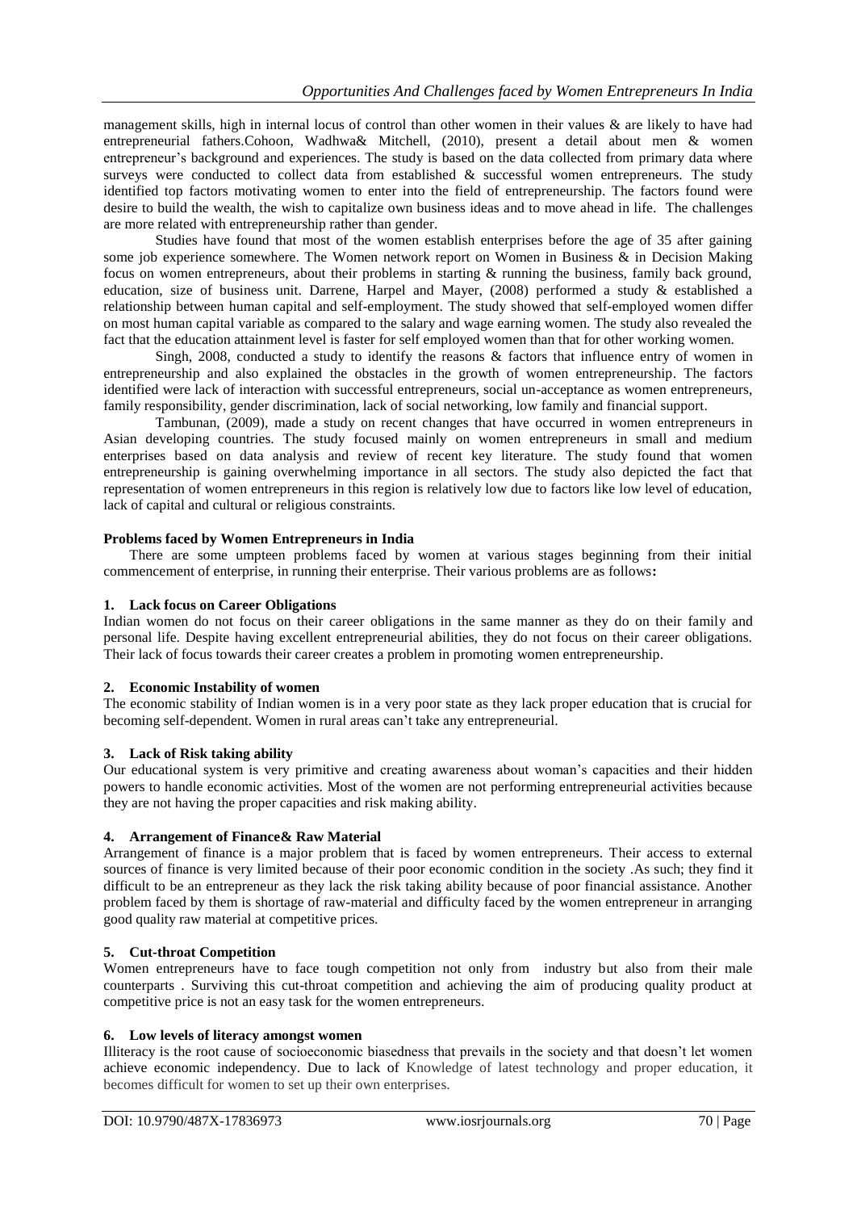management skills, high in internal locus of control than other women in their values & are likely to have had entrepreneurial fathers.Cohoon, Wadhwa& Mitchell, (2010), present a detail about men & women entrepreneur's background and experiences. The study is based on the data collected from primary data where surveys were conducted to collect data from established & successful women entrepreneurs. The study identified top factors motivating women to enter into the field of entrepreneurship. The factors found were desire to build the wealth, the wish to capitalize own business ideas and to move ahead in life. The challenges are more related with entrepreneurship rather than gender.

Studies have found that most of the women establish enterprises before the age of 35 after gaining some job experience somewhere. The Women network report on Women in Business & in Decision Making focus on women entrepreneurs, about their problems in starting & running the business, family back ground, education, size of business unit. Darrene, Harpel and Mayer, (2008) performed a study & established a relationship between human capital and self-employment. The study showed that self-employed women differ on most human capital variable as compared to the salary and wage earning women. The study also revealed the fact that the education attainment level is faster for self employed women than that for other working women.

Singh, 2008, conducted a study to identify the reasons & factors that influence entry of women in entrepreneurship and also explained the obstacles in the growth of women entrepreneurship. The factors identified were lack of interaction with successful entrepreneurs, social un-acceptance as women entrepreneurs, family responsibility, gender discrimination, lack of social networking, low family and financial support.

Tambunan, (2009), made a study on recent changes that have occurred in women entrepreneurs in Asian developing countries. The study focused mainly on women entrepreneurs in small and medium enterprises based on data analysis and review of recent key literature. The study found that women entrepreneurship is gaining overwhelming importance in all sectors. The study also depicted the fact that representation of women entrepreneurs in this region is relatively low due to factors like low level of education, lack of capital and cultural or religious constraints.

**Problems faced by Women Entrepreneurs in India**

There are some umpteen problems faced by women at various stages beginning from their initial commencement of enterprise, in running their enterprise. Their various problems are as follows**:**

**1. Lack focus on Career Obligations**

Indian women do not focus on their career obligations in the same manner as they do on their family and personal life. Despite having excellent entrepreneurial abilities, they do not focus on their career obligations. Their lack of focus towards their career creates a problem in promoting women entrepreneurship.

**2. Economic Instability of women**

The economic stability of Indian women is in a very poor state as they lack proper education that is crucial for becoming self-dependent. Women in rural areas can't take any entrepreneurial.

**3. Lack of Risk taking ability**

Our educational system is very primitive and creating awareness about woman's capacities and their hidden powers to handle economic activities. Most of the women are not performing entrepreneurial activities because they are not having the proper capacities and risk making ability.

**4. Arrangement of Finance& Raw Material**

Arrangement of finance is a major problem that is faced by women entrepreneurs. Their access to external sources of finance is very limited because of their poor economic condition in the society .As such; they find it difficult to be an entrepreneur as they lack the risk taking ability because of poor financial assistance. Another problem faced by them is shortage of raw-material and difficulty faced by the women entrepreneur in arranging good quality raw material at competitive prices.

**5. Cut-throat Competition**

Women entrepreneurs have to face tough competition not only from industry but also from their male counterparts . Surviving this cut-throat competition and achieving the aim of producing quality product at competitive price is not an easy task for the women entrepreneurs.

**6. Low levels of literacy amongst women**

Illiteracy is the root cause of socioeconomic biasedness that prevails in the society and that doesn't let women achieve economic independency. Due to lack of Knowledge of latest technology and proper education, it becomes difficult for women to set up their own enterprises.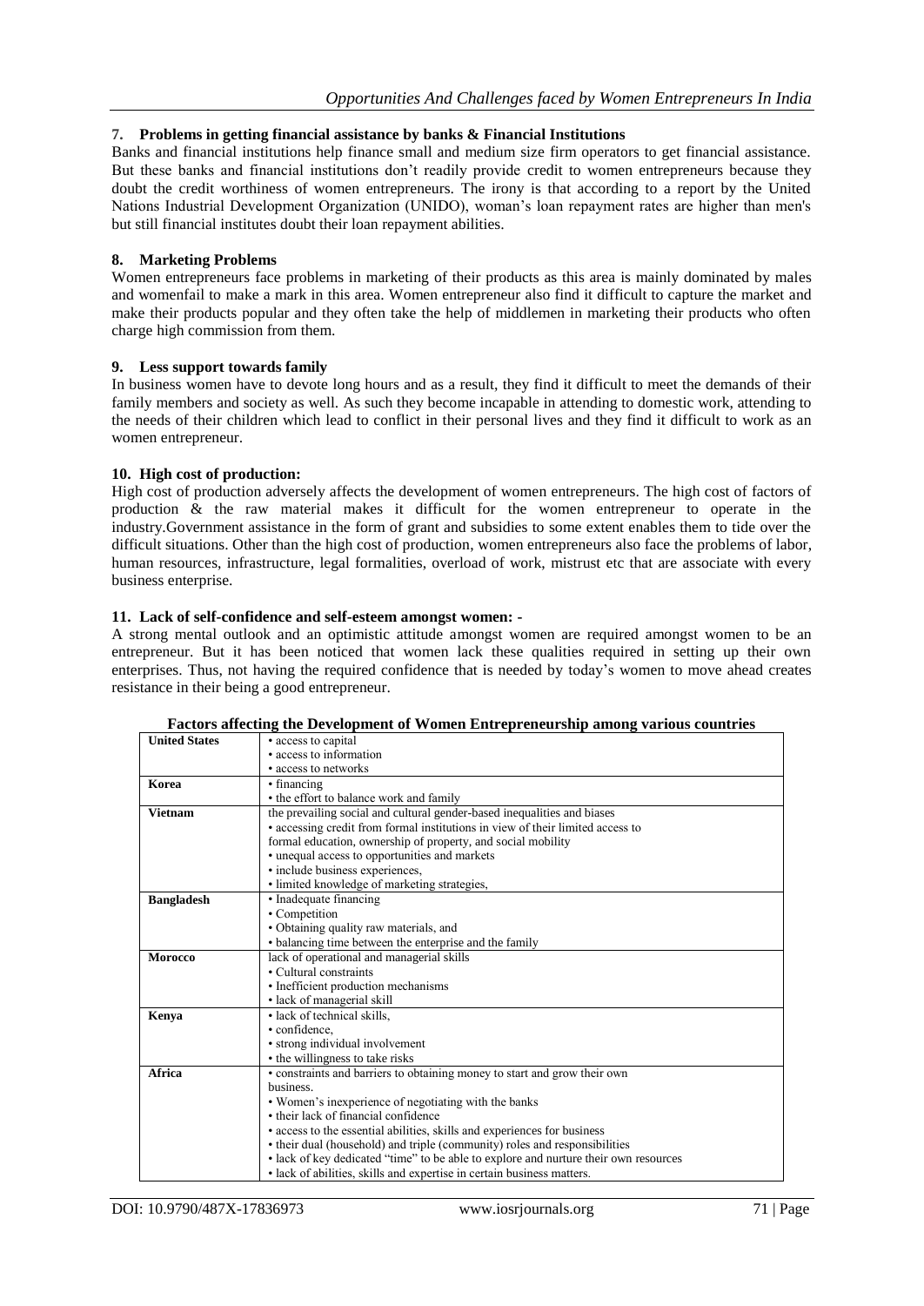### 7. Problems in getting financial assistance by banks & Financial Institutions

Banks and financial institutions help finance small and medium size firm operators to get financial assistance. But these banks and financial institutions don't readily provide credit to women entrepreneurs because they doubt the credit worthiness of women entrepreneurs. The irony is that according to a report by the United Nations Industrial Development Organization (UNIDO), woman's loan repayment rates are higher than men's but still financial institutes doubt their loan repayment abilities.

### 8. Marketing Problems

Women entrepreneurs face problems in marketing of their products as this area is mainly dominated by males and womenfail to make a mark in this area. Women entrepreneur also find it difficult to capture the market and make their products popular and they often take the help of middlemen in marketing their products who often charge high commission from them.

### 9. Less support towards family

In business women have to devote long hours and as a result, they find it difficult to meet the demands of their family members and society as well. As such they become incapable in attending to domestic work, attending to the needs of their children which lead to conflict in their personal lives and they find it difficult to work as an women entrepreneur.

### 10. High cost of production:

High cost of production adversely affects the development of women entrepreneurs. The high cost of factors of production & the raw material makes it difficult for the women entrepreneur to operate in the industry.Government assistance in the form of grant and subsidies to some extent enables them to tide over the difficult situations. Other than the high cost of production, women entrepreneurs also face the problems of labor, human resources, infrastructure, legal formalities, overload of work, mistrust etc that are associate with every business enterprise.

### 11. Lack of self-confidence and self-esteem amongst women: -

A strong mental outlook and an optimistic attitude amongst women are required amongst women to be an entrepreneur. But it has been noticed that women lack these qualities required in setting up their own enterprises. Thus, not having the required confidence that is needed by today's women to move ahead creates resistance in their being a good entrepreneur.

**Factors affecting the Development of Women Entrepreneurship among various countries**

| Country | Factors |
|---|---|
| **United States** | • access to capital<br>• access to information<br>• access to networks |
| **Korea** | • financing<br>• the effort to balance work and family |
| **Vietnam** | the prevailing social and cultural gender-based inequalities and biases<br>• accessing credit from formal institutions in view of their limited access to formal education, ownership of property, and social mobility<br>• unequal access to opportunities and markets<br>• include business experiences,<br>• limited knowledge of marketing strategies, |
| **Bangladesh** | • Inadequate financing<br>• Competition<br>• Obtaining quality raw materials, and<br>• balancing time between the enterprise and the family |
| **Morocco** | lack of operational and managerial skills<br>• Cultural constraints<br>• Inefficient production mechanisms<br>• lack of managerial skill |
| **Kenya** | • lack of technical skills,<br>• confidence,<br>• strong individual involvement<br>• the willingness to take risks |
| **Africa** | • constraints and barriers to obtaining money to start and grow their own business.<br>• Women's inexperience of negotiating with the banks<br>• their lack of financial confidence<br>• access to the essential abilities, skills and experiences for business<br>• their dual (household) and triple (community) roles and responsibilities<br>• lack of key dedicated "time" to be able to explore and nurture their own resources<br>• lack of abilities, skills and expertise in certain business matters. |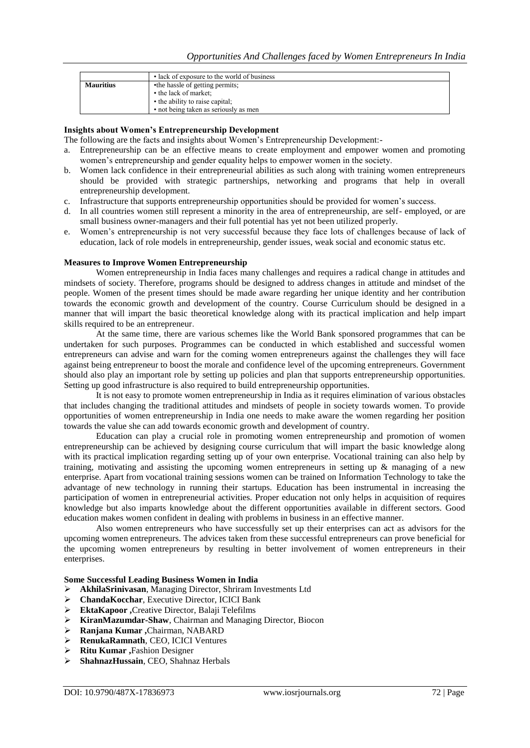|  | • lack of exposure to the world of business |
| --- | --- |
| **Mauritius** | •the hassle of getting permits;<br>• the lack of market;<br>• the ability to raise capital;<br>• not being taken as seriously as men |

### Insights about Women's Entrepreneurship Development

The following are the facts and insights about Women's Entrepreneurship Development:-

a. Entrepreneurship can be an effective means to create employment and empower women and promoting women's entrepreneurship and gender equality helps to empower women in the society.
b. Women lack confidence in their entrepreneurial abilities as such along with training women entrepreneurs should be provided with strategic partnerships, networking and programs that help in overall entrepreneurship development.
c. Infrastructure that supports entrepreneurship opportunities should be provided for women's success.
d. In all countries women still represent a minority in the area of entrepreneurship, are self- employed, or are small business owner-managers and their full potential has yet not been utilized properly.
e. Women's entrepreneurship is not very successful because they face lots of challenges because of lack of education, lack of role models in entrepreneurship, gender issues, weak social and economic status etc.

### Measures to Improve Women Entrepreneurship

Women entrepreneurship in India faces many challenges and requires a radical change in attitudes and mindsets of society. Therefore, programs should be designed to address changes in attitude and mindset of the people. Women of the present times should be made aware regarding her unique identity and her contribution towards the economic growth and development of the country. Course Curriculum should be designed in a manner that will impart the basic theoretical knowledge along with its practical implication and help impart skills required to be an entrepreneur.

At the same time, there are various schemes like the World Bank sponsored programmes that can be undertaken for such purposes. Programmes can be conducted in which established and successful women entrepreneurs can advise and warn for the coming women entrepreneurs against the challenges they will face against being entrepreneur to boost the morale and confidence level of the upcoming entrepreneurs. Government should also play an important role by setting up policies and plan that supports entrepreneurship opportunities. Setting up good infrastructure is also required to build entrepreneurship opportunities.

It is not easy to promote women entrepreneurship in India as it requires elimination of various obstacles that includes changing the traditional attitudes and mindsets of people in society towards women. To provide opportunities of women entrepreneurship in India one needs to make aware the women regarding her position towards the value she can add towards economic growth and development of country.

Education can play a crucial role in promoting women entrepreneurship and promotion of women entrepreneurship can be achieved by designing course curriculum that will impart the basic knowledge along with its practical implication regarding setting up of your own enterprise. Vocational training can also help by training, motivating and assisting the upcoming women entrepreneurs in setting up & managing of a new enterprise. Apart from vocational training sessions women can be trained on Information Technology to take the advantage of new technology in running their startups. Education has been instrumental in increasing the participation of women in entrepreneurial activities. Proper education not only helps in acquisition of requires knowledge but also imparts knowledge about the different opportunities available in different sectors. Good education makes women confident in dealing with problems in business in an effective manner.

Also women entrepreneurs who have successfully set up their enterprises can act as advisors for the upcoming women entrepreneurs. The advices taken from these successful entrepreneurs can prove beneficial for the upcoming women entrepreneurs by resulting in better involvement of women entrepreneurs in their enterprises.

### Some Successful Leading Business Women in India

- **AkhilaSrinivasan**, Managing Director, Shriram Investments Ltd
- **ChandaKocchar**, Executive Director, ICICI Bank
- **EktaKapoor ,**Creative Director, Balaji Telefilms
- **KiranMazumdar-Shaw**, Chairman and Managing Director, Biocon
- **Ranjana Kumar ,**Chairman, NABARD
- **RenukaRamnath**, CEO, ICICI Ventures
- **Ritu Kumar ,**Fashion Designer
- **ShahnazHussain**, CEO, Shahnaz Herbals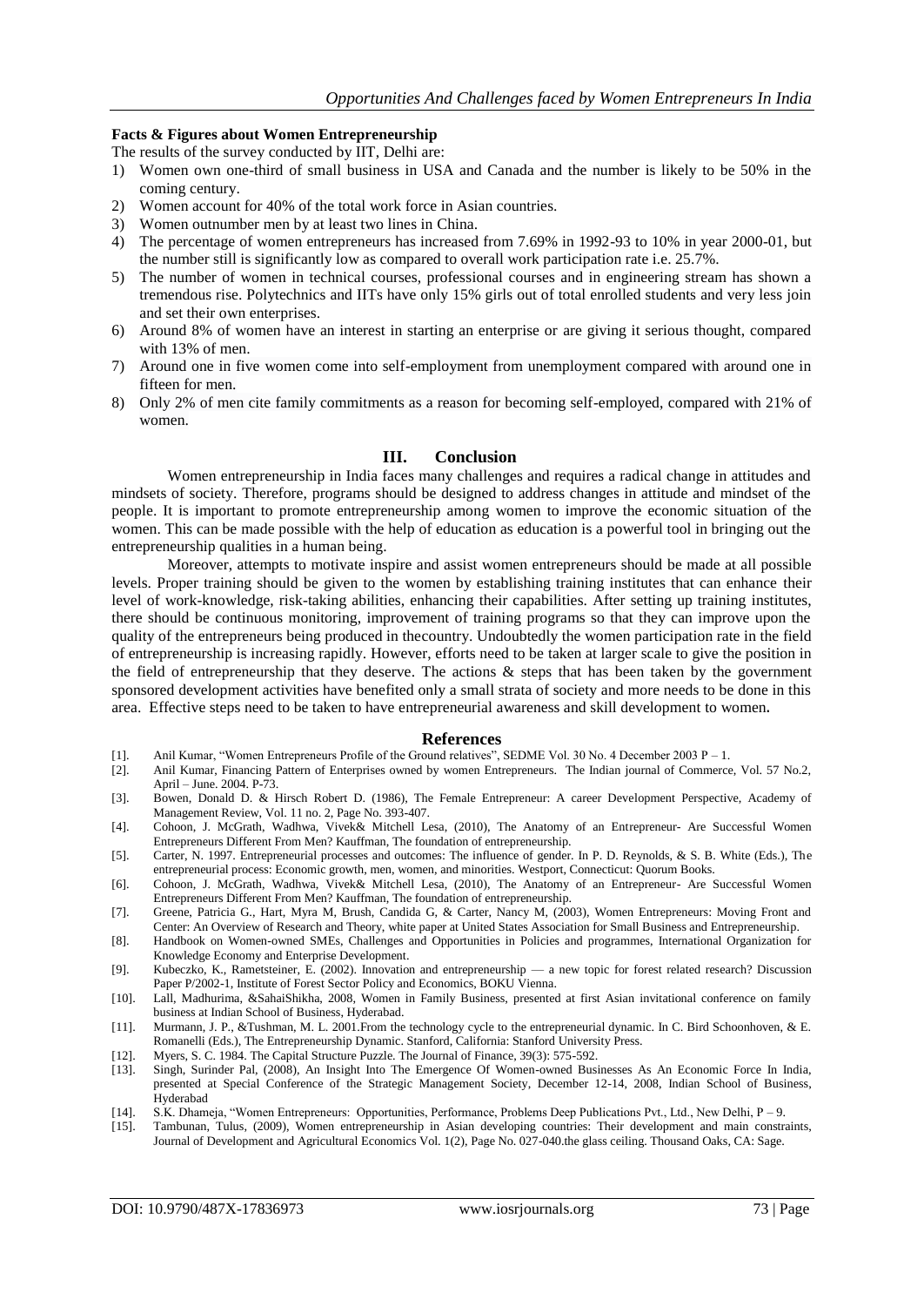**Facts & Figures about Women Entrepreneurship**

The results of the survey conducted by IIT, Delhi are:

1) Women own one-third of small business in USA and Canada and the number is likely to be 50% in the coming century.
2) Women account for 40% of the total work force in Asian countries.
3) Women outnumber men by at least two lines in China.
4) The percentage of women entrepreneurs has increased from 7.69% in 1992-93 to 10% in year 2000-01, but the number still is significantly low as compared to overall work participation rate i.e. 25.7%.
5) The number of women in technical courses, professional courses and in engineering stream has shown a tremendous rise. Polytechnics and IITs have only 15% girls out of total enrolled students and very less join and set their own enterprises.
6) Around 8% of women have an interest in starting an enterprise or are giving it serious thought, compared with 13% of men.
7) Around one in five women come into self-employment from unemployment compared with around one in fifteen for men.
8) Only 2% of men cite family commitments as a reason for becoming self-employed, compared with 21% of women.

## III. Conclusion

Women entrepreneurship in India faces many challenges and requires a radical change in attitudes and mindsets of society. Therefore, programs should be designed to address changes in attitude and mindset of the people. It is important to promote entrepreneurship among women to improve the economic situation of the women. This can be made possible with the help of education as education is a powerful tool in bringing out the entrepreneurship qualities in a human being.

Moreover, attempts to motivate inspire and assist women entrepreneurs should be made at all possible levels. Proper training should be given to the women by establishing training institutes that can enhance their level of work-knowledge, risk-taking abilities, enhancing their capabilities. After setting up training institutes, there should be continuous monitoring, improvement of training programs so that they can improve upon the quality of the entrepreneurs being produced in thecountry. Undoubtedly the women participation rate in the field of entrepreneurship is increasing rapidly. However, efforts need to be taken at larger scale to give the position in the field of entrepreneurship that they deserve. The actions & steps that has been taken by the government sponsored development activities have benefited only a small strata of society and more needs to be done in this area. Effective steps need to be taken to have entrepreneurial awareness and skill development to women**.**

## References

[1]. Anil Kumar, "Women Entrepreneurs Profile of the Ground relatives", SEDME Vol. 30 No. 4 December 2003 P – 1.

[2]. Anil Kumar, Financing Pattern of Enterprises owned by women Entrepreneurs. The Indian journal of Commerce, Vol. 57 No.2, April – June. 2004. P-73.

[3]. Bowen, Donald D. & Hirsch Robert D. (1986), The Female Entrepreneur: A career Development Perspective, Academy of Management Review, Vol. 11 no. 2, Page No. 393-407.

[4]. Cohoon, J. McGrath, Wadhwa, Vivek& Mitchell Lesa, (2010), The Anatomy of an Entrepreneur- Are Successful Women Entrepreneurs Different From Men? Kauffman, The foundation of entrepreneurship.

[5]. Carter, N. 1997. Entrepreneurial processes and outcomes: The influence of gender. In P. D. Reynolds, & S. B. White (Eds.), The entrepreneurial process: Economic growth, men, women, and minorities. Westport, Connecticut: Quorum Books.

[6]. Cohoon, J. McGrath, Wadhwa, Vivek& Mitchell Lesa, (2010), The Anatomy of an Entrepreneur- Are Successful Women Entrepreneurs Different From Men? Kauffman, The foundation of entrepreneurship.

[7]. Greene, Patricia G., Hart, Myra M, Brush, Candida G, & Carter, Nancy M, (2003), Women Entrepreneurs: Moving Front and Center: An Overview of Research and Theory, white paper at United States Association for Small Business and Entrepreneurship.

[8]. Handbook on Women-owned SMEs, Challenges and Opportunities in Policies and programmes, International Organization for Knowledge Economy and Enterprise Development.

[9]. Kubeczko, K., Rametsteiner, E. (2002). Innovation and entrepreneurship — a new topic for forest related research? Discussion Paper P/2002-1, Institute of Forest Sector Policy and Economics, BOKU Vienna.

[10]. Lall, Madhurima, &SahaiShikha, 2008, Women in Family Business, presented at first Asian invitational conference on family business at Indian School of Business, Hyderabad.

[11]. Murmann, J. P., &Tushman, M. L. 2001.From the technology cycle to the entrepreneurial dynamic. In C. Bird Schoonhoven, & E. Romanelli (Eds.), The Entrepreneurship Dynamic. Stanford, California: Stanford University Press.

[12]. Myers, S. C. 1984. The Capital Structure Puzzle. The Journal of Finance, 39(3): 575-592.

[13]. Singh, Surinder Pal, (2008), An Insight Into The Emergence Of Women-owned Businesses As An Economic Force In India, presented at Special Conference of the Strategic Management Society, December 12-14, 2008, Indian School of Business, Hyderabad

[14]. S.K. Dhameja, "Women Entrepreneurs: Opportunities, Performance, Problems Deep Publications Pvt., Ltd., New Delhi, P – 9.

[15]. Tambunan, Tulus, (2009), Women entrepreneurship in Asian developing countries: Their development and main constraints, Journal of Development and Agricultural Economics Vol. 1(2), Page No. 027-040.the glass ceiling. Thousand Oaks, CA: Sage.